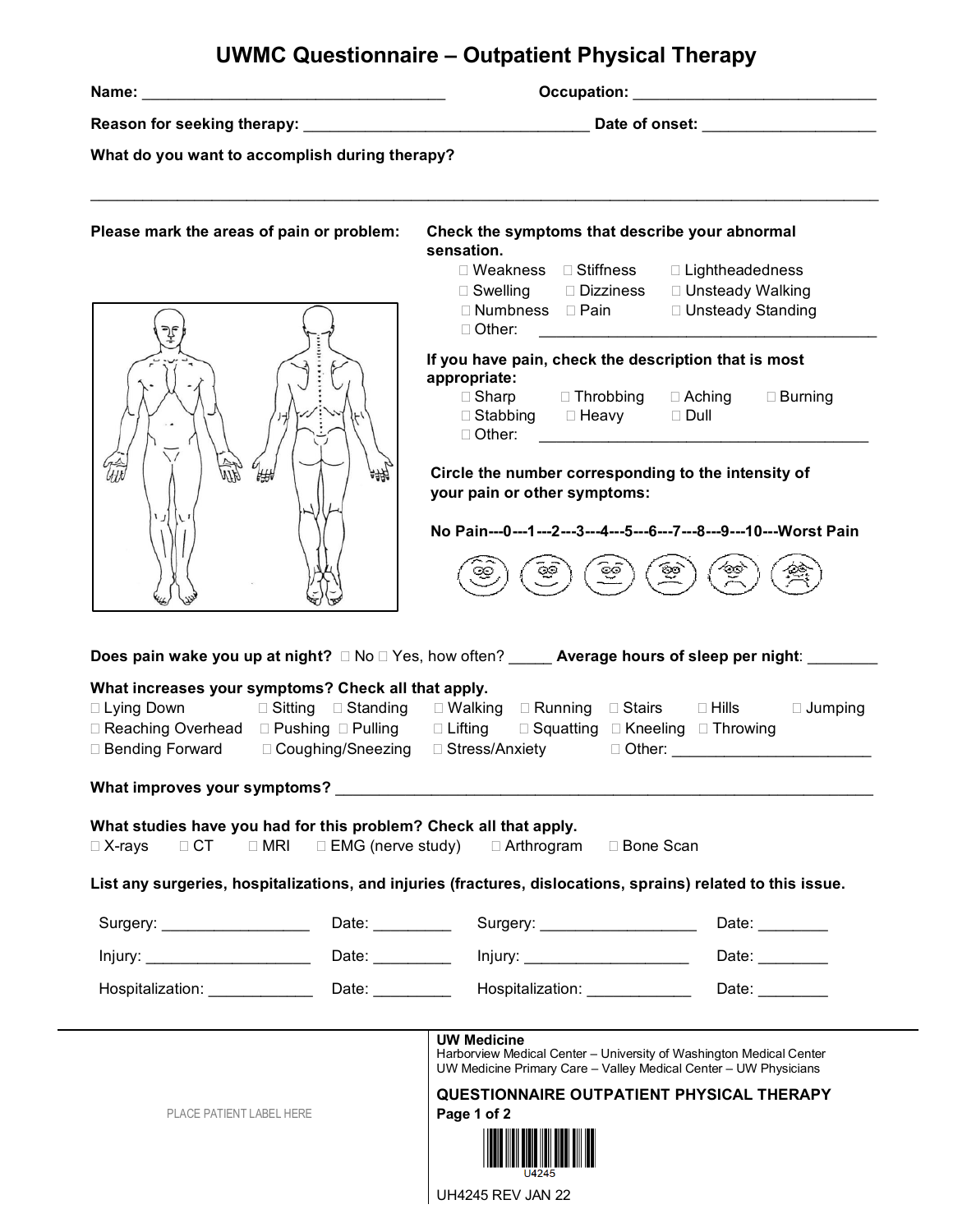# UWMC Questionnaire – Outpatient Physical Therapy

**Name:** ___________________________________ **Occupation:** ____________________________

**Reason for seeking therapy:** ________________________________ **Date of onset:** ___________________

**What do you want to accomplish during therapy?**

___________________________________________________________________________________________

**Please mark the areas of pain or problem:**

**Check the symptoms that describe your abnormal sensation.**

- ☐ Weakness ☐ Stiffness ☐ Lightheadedness
- ☐ Swelling ☐ Dizziness ☐ Unsteady Walking
- ☐ Numbness ☐ Pain ☐ Unsteady Standing
- ☐ Other: ________________________________________

**If you have pain, check the description that is most appropriate:**

- ☐ Sharp ☐ Throbbing ☐ Aching ☐ Burning
- ☐ Stabbing ☐ Heavy ☐ Dull
- ☐ Other: ______________________________________

**Circle the number corresponding to the intensity of your pain or other symptoms:**

**No Pain---0---1---2---3---4---5---6---7---8---9---10---Worst Pain**

**Does pain wake you up at night?** ☐ No ☐ Yes, how often? _____ **Average hours of sleep per night**: ________

**What increases your symptoms? Check all that apply.**

- ☐ Lying Down ☐ Sitting ☐ Standing ☐ Walking ☐ Running ☐ Stairs ☐ Hills ☐ Jumping
- ☐ Reaching Overhead ☐ Pushing ☐ Pulling ☐ Lifting ☐ Squatting ☐ Kneeling ☐ Throwing
- ☐ Bending Forward ☐ Coughing/Sneezing ☐ Stress/Anxiety ☐ Other: ______________________

**What improves your symptoms?** _______________________________________________________________

**What studies have you had for this problem? Check all that apply.**

☐ X-rays ☐ CT ☐ MRI ☐ EMG (nerve study) ☐ Arthrogram ☐ Bone Scan

**List any surgeries, hospitalizations, and injuries (fractures, dislocations, sprains) related to this issue.**

Surgery: _________________ Date: _________ Surgery: __________________ Date: ________

Injury: ___________________ Date: _________ Injury: ___________________ Date: ________

Hospitalization: ____________ Date: _________ Hospitalization: ____________ Date: ________

PLACE PATIENT LABEL HERE

**UW Medicine**
Harborview Medical Center – University of Washington Medical Center
UW Medicine Primary Care – Valley Medical Center – UW Physicians

**QUESTIONNAIRE OUTPATIENT PHYSICAL THERAPY**

U4245

UH4245 REV JAN 22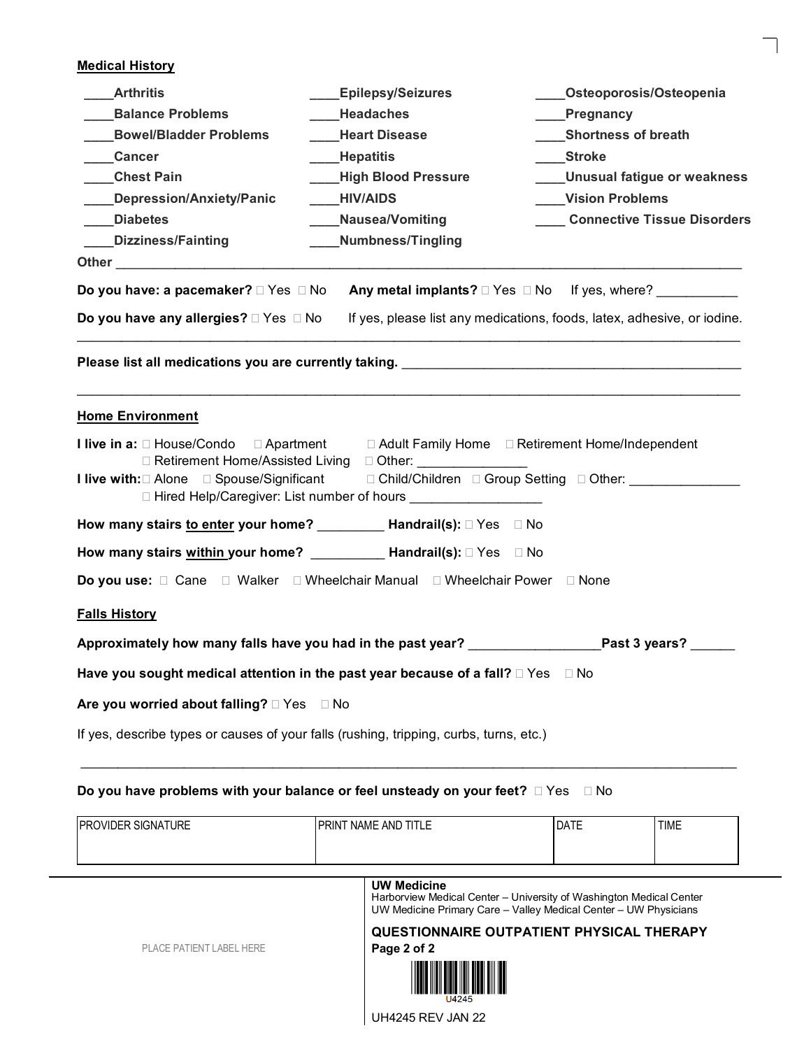**Medical History**

| | | |
|---|---|---|
| ____**Arthritis** | ____**Epilepsy/Seizures** | ____**Osteoporosis/Osteopenia** |
| ____**Balance Problems** | ____**Headaches** | ____**Pregnancy** |
| ____**Bowel/Bladder Problems** | ____**Heart Disease** | ____**Shortness of breath** |
| ____**Cancer** | ____**Hepatitis** | ____**Stroke** |
| ____**Chest Pain** | ____**High Blood Pressure** | ____**Unusual fatigue or weakness** |
| ____**Depression/Anxiety/Panic** | ____**HIV/AIDS** | ____**Vision Problems** |
| ____**Diabetes** | ____**Nausea/Vomiting** | ____ **Connective Tissue Disorders** |
| ____**Dizziness/Fainting** | ____**Numbness/Tingling** | |

**Other** ______________________________________________________________________________

**Do you have: a pacemaker?** ☐ Yes ☐ No **Any metal implants?** ☐ Yes ☐ No If yes, where? ___________

**Do you have any allergies?** ☐ Yes ☐ No If yes, please list any medications, foods, latex, adhesive, or iodine.

______________________________________________________________________________

**Please list all medications you are currently taking.** _____________________________________________

______________________________________________________________________________

**Home Environment**

**I live in a:** ☐ House/Condo ☐ Apartment ☐ Adult Family Home ☐ Retirement Home/Independent ☐ Retirement Home/Assisted Living ☐ Other: _______________

**I live with:** ☐ Alone ☐ Spouse/Significant ☐ Child/Children ☐ Group Setting ☐ Other: _______________ ☐ Hired Help/Caregiver: List number of hours __________________

**How many stairs to enter your home?** _________ **Handrail(s):** ☐ Yes ☐ No

**How many stairs within your home?** __________ **Handrail(s):** ☐ Yes ☐ No

**Do you use:** ☐ Cane ☐ Walker ☐ Wheelchair Manual ☐ Wheelchair Power ☐ None

**Falls History**

**Approximately how many falls have you had in the past year?** _________________**Past 3 years?** ______

**Have you sought medical attention in the past year because of a fall?** ☐ Yes ☐ No

**Are you worried about falling?** ☐ Yes ☐ No

If yes, describe types or causes of your falls (rushing, tripping, curbs, turns, etc.)

______________________________________________________________________________

**Do you have problems with your balance or feel unsteady on your feet?** ☐ Yes ☐ No

| PROVIDER SIGNATURE | PRINT NAME AND TITLE | DATE | TIME |
|---|---|---|---|
| | | | |

PLACE PATIENT LABEL HERE

**UW Medicine**
Harborview Medical Center – University of Washington Medical Center
UW Medicine Primary Care – Valley Medical Center – UW Physicians

**QUESTIONNAIRE OUTPATIENT PHYSICAL THERAPY**

U4245

UH4245 REV JAN 22